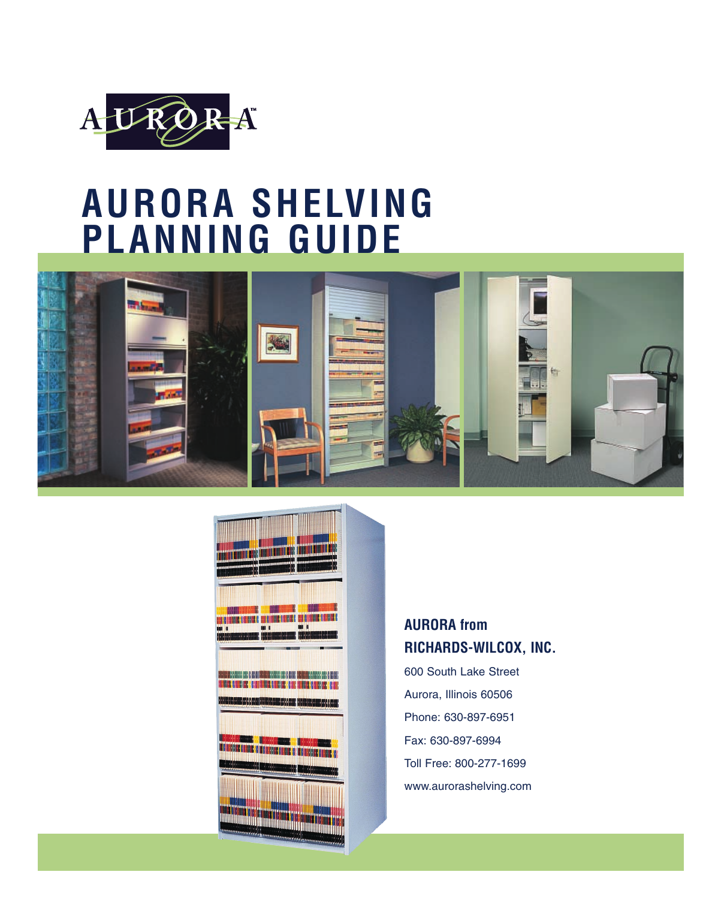AURORA™

# AURORA SHELVING PLANNING GUIDE

**AURORA from**
**RICHARDS-WILCOX, INC.**

600 South Lake Street

Aurora, Illinois 60506

Phone: 630-897-6951

Fax: 630-897-6994

Toll Free: 800-277-1699

www.aurorashelving.com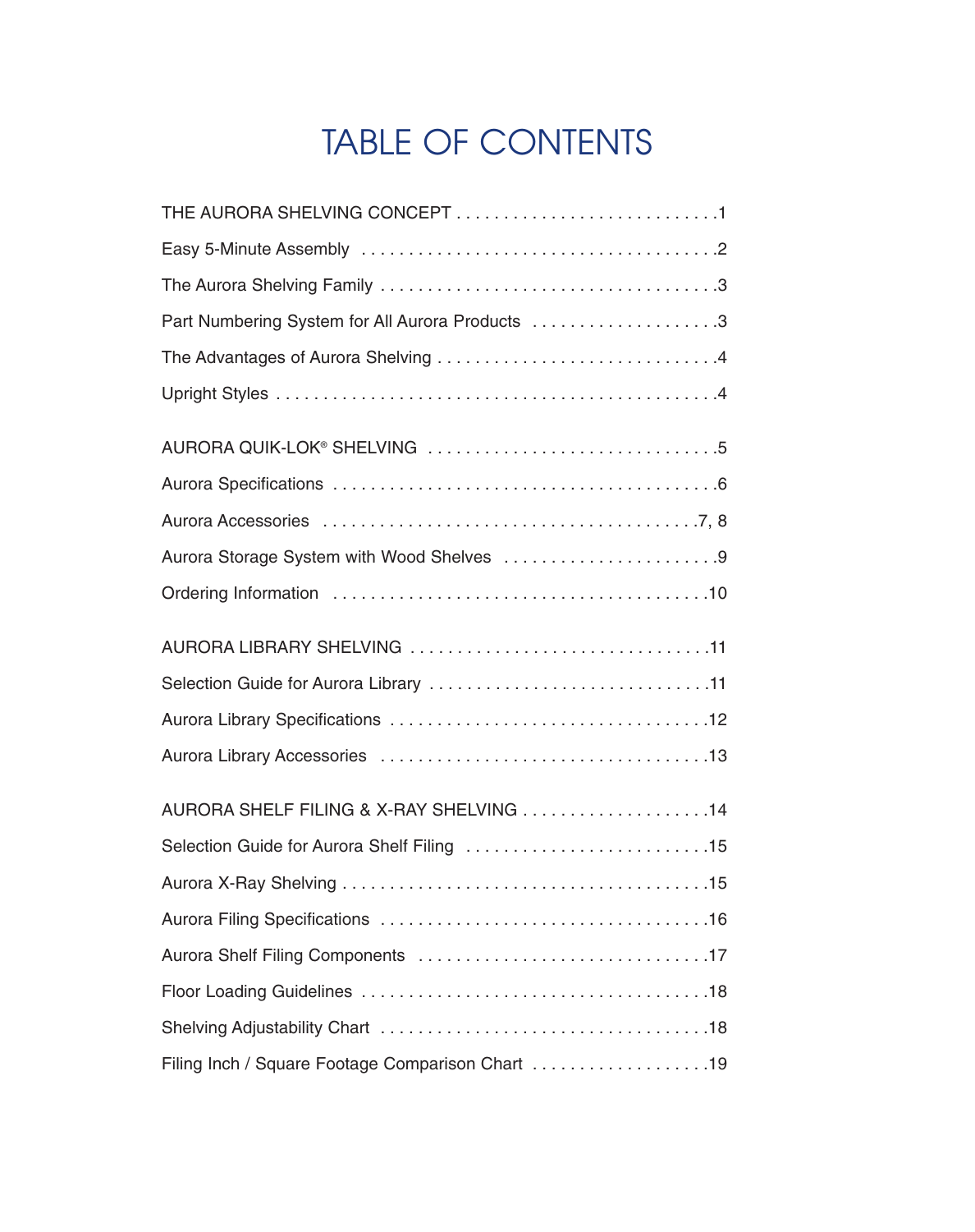# TABLE OF CONTENTS

THE AURORA SHELVING CONCEPT . . . . . . . . . . . . . . . . . . . . . . . . . . . . .1

Easy 5-Minute Assembly . . . . . . . . . . . . . . . . . . . . . . . . . . . . . . . . . . . . . . .2

The Aurora Shelving Family . . . . . . . . . . . . . . . . . . . . . . . . . . . . . . . . . . . .3

Part Numbering System for All Aurora Products . . . . . . . . . . . . . . . . . . . .3

The Advantages of Aurora Shelving . . . . . . . . . . . . . . . . . . . . . . . . . . . . . .4

Upright Styles . . . . . . . . . . . . . . . . . . . . . . . . . . . . . . . . . . . . . . . . . . . . . . .4

AURORA QUIK-LOK® SHELVING . . . . . . . . . . . . . . . . . . . . . . . . . . . . . . .5

Aurora Specifications . . . . . . . . . . . . . . . . . . . . . . . . . . . . . . . . . . . . . . . . .6

Aurora Accessories . . . . . . . . . . . . . . . . . . . . . . . . . . . . . . . . . . . . . . . .7, 8

Aurora Storage System with Wood Shelves . . . . . . . . . . . . . . . . . . . . . . . .9

Ordering Information . . . . . . . . . . . . . . . . . . . . . . . . . . . . . . . . . . . . . . . .10

AURORA LIBRARY SHELVING . . . . . . . . . . . . . . . . . . . . . . . . . . . . . . . . .11

Selection Guide for Aurora Library . . . . . . . . . . . . . . . . . . . . . . . . . . . . . .11

Aurora Library Specifications . . . . . . . . . . . . . . . . . . . . . . . . . . . . . . . . . .12

Aurora Library Accessories . . . . . . . . . . . . . . . . . . . . . . . . . . . . . . . . . . .13

AURORA SHELF FILING & X-RAY SHELVING . . . . . . . . . . . . . . . . . . . .14

Selection Guide for Aurora Shelf Filing . . . . . . . . . . . . . . . . . . . . . . . . . .15

Aurora X-Ray Shelving . . . . . . . . . . . . . . . . . . . . . . . . . . . . . . . . . . . . . . .15

Aurora Filing Specifications . . . . . . . . . . . . . . . . . . . . . . . . . . . . . . . . . . .16

Aurora Shelf Filing Components . . . . . . . . . . . . . . . . . . . . . . . . . . . . . . .17

Floor Loading Guidelines . . . . . . . . . . . . . . . . . . . . . . . . . . . . . . . . . . . . .18

Shelving Adjustability Chart . . . . . . . . . . . . . . . . . . . . . . . . . . . . . . . . . . .18

Filing Inch / Square Footage Comparison Chart . . . . . . . . . . . . . . . . . . .19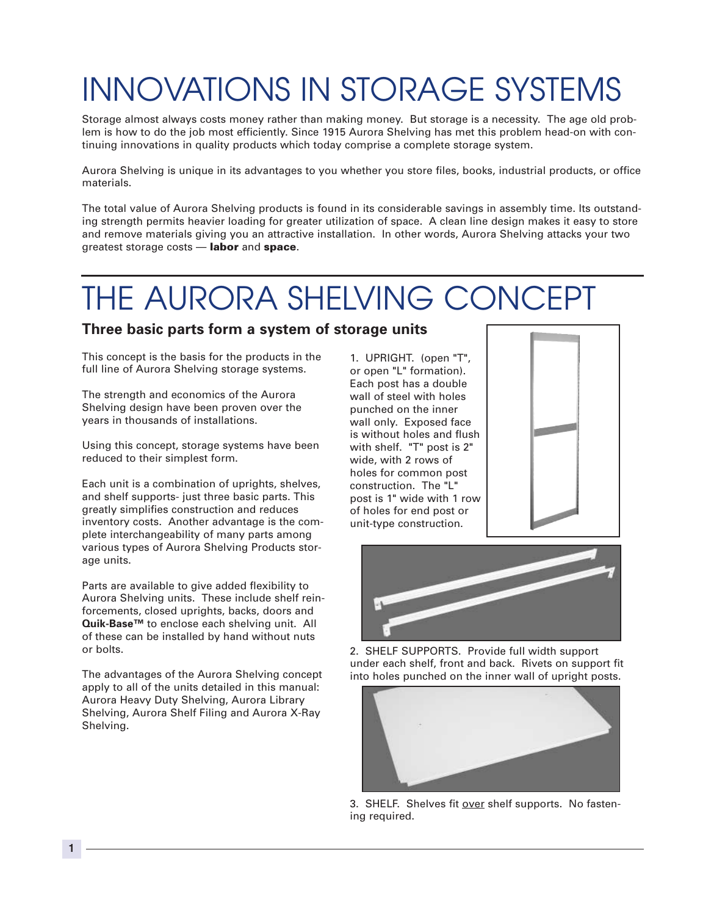# INNOVATIONS IN STORAGE SYSTEMS

Storage almost always costs money rather than making money. But storage is a necessity. The age old problem is how to do the job most efficiently. Since 1915 Aurora Shelving has met this problem head-on with continuing innovations in quality products which today comprise a complete storage system.

Aurora Shelving is unique in its advantages to you whether you store files, books, industrial products, or office materials.

The total value of Aurora Shelving products is found in its considerable savings in assembly time. Its outstanding strength permits heavier loading for greater utilization of space. A clean line design makes it easy to store and remove materials giving you an attractive installation. In other words, Aurora Shelving attacks your two greatest storage costs — **labor** and **space**.

# THE AURORA SHELVING CONCEPT

## Three basic parts form a system of storage units

This concept is the basis for the products in the full line of Aurora Shelving storage systems.

The strength and economics of the Aurora Shelving design have been proven over the years in thousands of installations.

Using this concept, storage systems have been reduced to their simplest form.

Each unit is a combination of uprights, shelves, and shelf supports- just three basic parts. This greatly simplifies construction and reduces inventory costs. Another advantage is the complete interchangeability of many parts among various types of Aurora Shelving Products storage units.

Parts are available to give added flexibility to Aurora Shelving units. These include shelf reinforcements, closed uprights, backs, doors and **Quik-Base™** to enclose each shelving unit. All of these can be installed by hand without nuts or bolts.

The advantages of the Aurora Shelving concept apply to all of the units detailed in this manual: Aurora Heavy Duty Shelving, Aurora Library Shelving, Aurora Shelf Filing and Aurora X-Ray Shelving.

1. UPRIGHT. (open "T", or open "L" formation). Each post has a double wall of steel with holes punched on the inner wall only. Exposed face is without holes and flush with shelf. "T" post is 2" wide, with 2 rows of holes for common post construction. The "L" post is 1" wide with 1 row of holes for end post or unit-type construction.

2. SHELF SUPPORTS. Provide full width support under each shelf, front and back. Rivets on support fit into holes punched on the inner wall of upright posts.

3. SHELF. Shelves fit <u>over</u> shelf supports. No fastening required.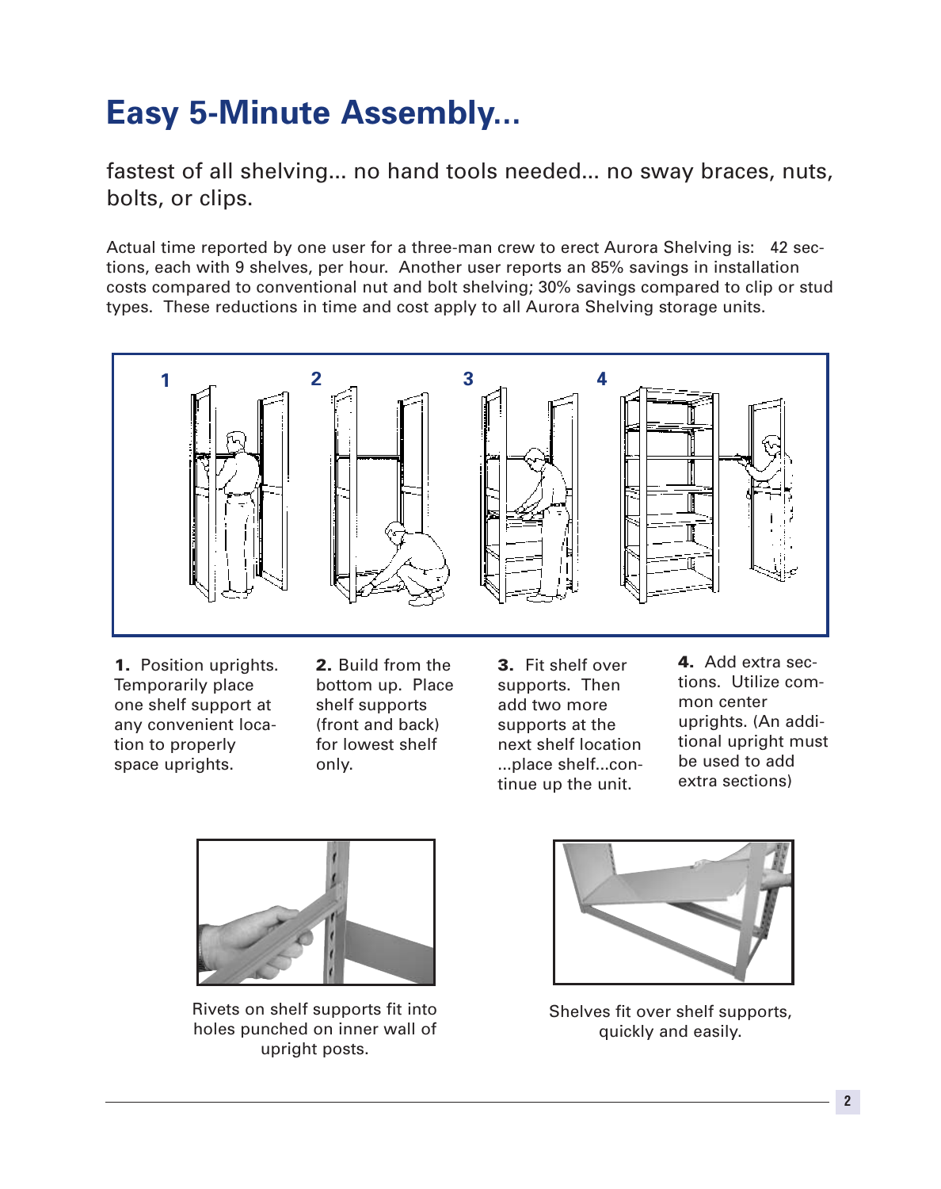# Easy 5-Minute Assembly...

fastest of all shelving... no hand tools needed... no sway braces, nuts, bolts, or clips.

Actual time reported by one user for a three-man crew to erect Aurora Shelving is: 42 sections, each with 9 shelves, per hour. Another user reports an 85% savings in installation costs compared to conventional nut and bolt shelving; 30% savings compared to clip or stud types. These reductions in time and cost apply to all Aurora Shelving storage units.

**1.** Position uprights. Temporarily place one shelf support at any convenient location to properly space uprights.

**2.** Build from the bottom up. Place shelf supports (front and back) for lowest shelf only.

**3.** Fit shelf over supports. Then add two more supports at the next shelf location ...place shelf...continue up the unit.

**4.** Add extra sections. Utilize common center uprights. (An additional upright must be used to add extra sections)

Rivets on shelf supports fit into holes punched on inner wall of upright posts.

Shelves fit over shelf supports, quickly and easily.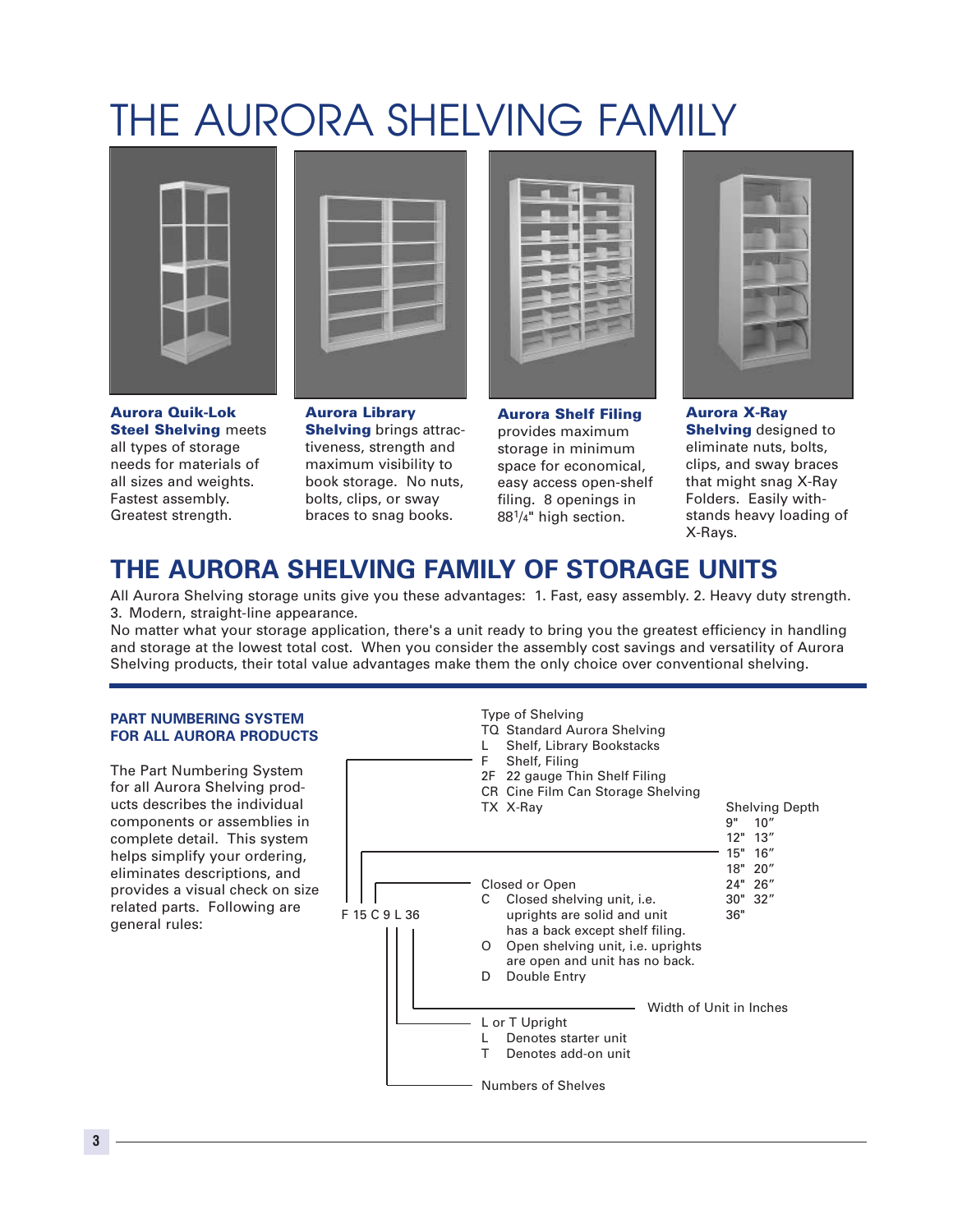# THE AURORA SHELVING FAMILY

**Aurora Quik-Lok Steel Shelving** meets all types of storage needs for materials of all sizes and weights. Fastest assembly. Greatest strength.

**Aurora Library Shelving** brings attractiveness, strength and maximum visibility to book storage. No nuts, bolts, clips, or sway braces to snag books.

**Aurora Shelf Filing** provides maximum storage in minimum space for economical, easy access open-shelf filing. 8 openings in 88¼" high section.

**Aurora X-Ray Shelving** designed to eliminate nuts, bolts, clips, and sway braces that might snag X-Ray Folders. Easily withstands heavy loading of X-Rays.

## THE AURORA SHELVING FAMILY OF STORAGE UNITS

All Aurora Shelving storage units give you these advantages: 1. Fast, easy assembly. 2. Heavy duty strength. 3. Modern, straight-line appearance.

No matter what your storage application, there's a unit ready to bring you the greatest efficiency in handling and storage at the lowest total cost. When you consider the assembly cost savings and versatility of Aurora Shelving products, their total value advantages make them the only choice over conventional shelving.

### PART NUMBERING SYSTEM FOR ALL AURORA PRODUCTS

The Part Numbering System for all Aurora Shelving products describes the individual components or assemblies in complete detail. This system helps simplify your ordering, eliminates descriptions, and provides a visual check on size related parts. Following are general rules:

**F 15 C 9 L 36**

Type of Shelving
- TQ Standard Aurora Shelving
- L Shelf, Library Bookstacks
- F Shelf, Filing
- 2F 22 gauge Thin Shelf Filing
- CR Cine Film Can Storage Shelving
- TX X-Ray

Shelving Depth
- 9" 10"
- 12" 13"
- 15" 16"
- 18" 20"
- 24" 26"
- 30" 32"
- 36"

Closed or Open
- C Closed shelving unit, i.e. uprights are solid and unit has a back except shelf filing.
- O Open shelving unit, i.e. uprights are open and unit has no back.
- D Double Entry

Width of Unit in Inches

L or T Upright
- L Denotes starter unit
- T Denotes add-on unit

Numbers of Shelves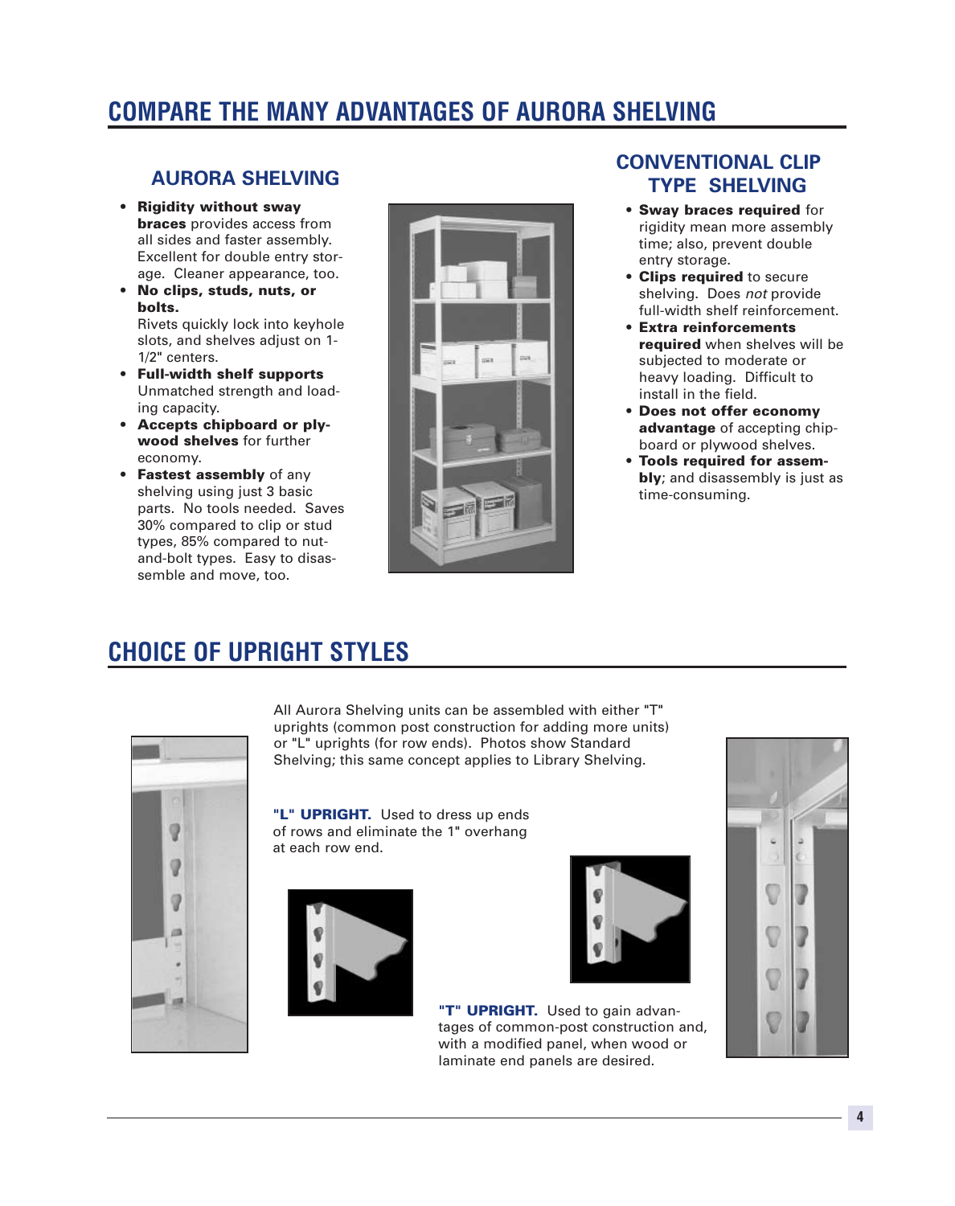# COMPARE THE MANY ADVANTAGES OF AURORA SHELVING

## AURORA SHELVING

- **Rigidity without sway braces** provides access from all sides and faster assembly. Excellent for double entry storage. Cleaner appearance, too.
- **No clips, studs, nuts, or bolts.** Rivets quickly lock into keyhole slots, and shelves adjust on 1-1/2" centers.
- **Full-width shelf supports** Unmatched strength and loading capacity.
- **Accepts chipboard or plywood shelves** for further economy.
- **Fastest assembly** of any shelving using just 3 basic parts. No tools needed. Saves 30% compared to clip or stud types, 85% compared to nut-and-bolt types. Easy to disassemble and move, too.

## CONVENTIONAL CLIP TYPE SHELVING

- **Sway braces required** for rigidity mean more assembly time; also, prevent double entry storage.
- **Clips required** to secure shelving. Does *not* provide full-width shelf reinforcement.
- **Extra reinforcements required** when shelves will be subjected to moderate or heavy loading. Difficult to install in the field.
- **Does not offer economy advantage** of accepting chipboard or plywood shelves.
- **Tools required for assembly**; and disassembly is just as time-consuming.

# CHOICE OF UPRIGHT STYLES

All Aurora Shelving units can be assembled with either "T" uprights (common post construction for adding more units) or "L" uprights (for row ends). Photos show Standard Shelving; this same concept applies to Library Shelving.

**"L" UPRIGHT.** Used to dress up ends of rows and eliminate the 1" overhang at each row end.

**"T" UPRIGHT.** Used to gain advantages of common-post construction and, with a modified panel, when wood or laminate end panels are desired.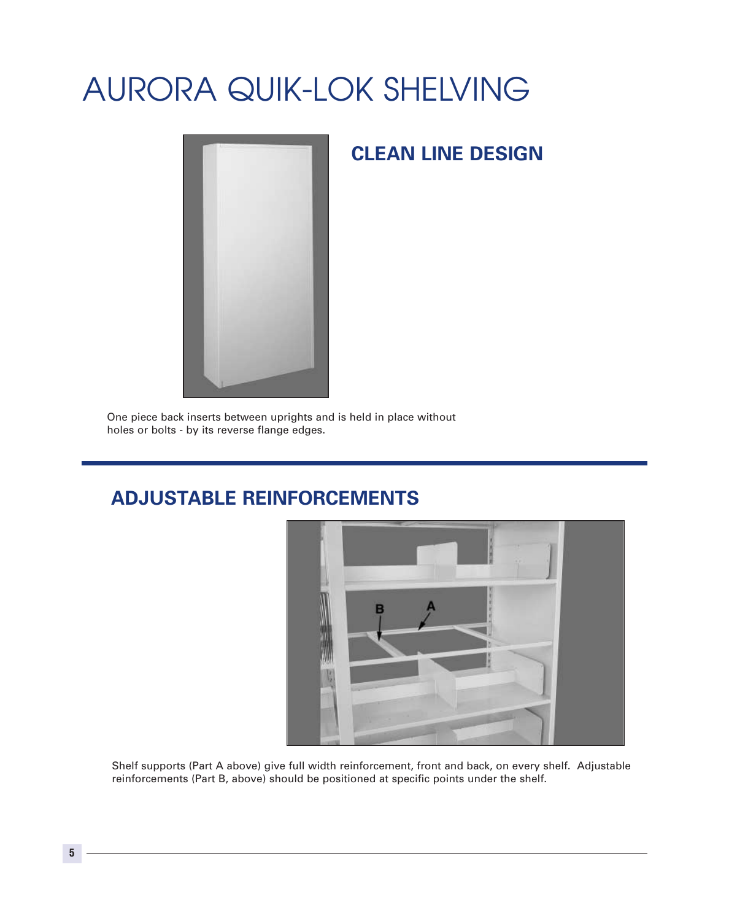# AURORA QUIK-LOK SHELVING

## CLEAN LINE DESIGN

One piece back inserts between uprights and is held in place without holes or bolts - by its reverse flange edges.

## ADJUSTABLE REINFORCEMENTS

Shelf supports (Part A above) give full width reinforcement, front and back, on every shelf. Adjustable reinforcements (Part B, above) should be positioned at specific points under the shelf.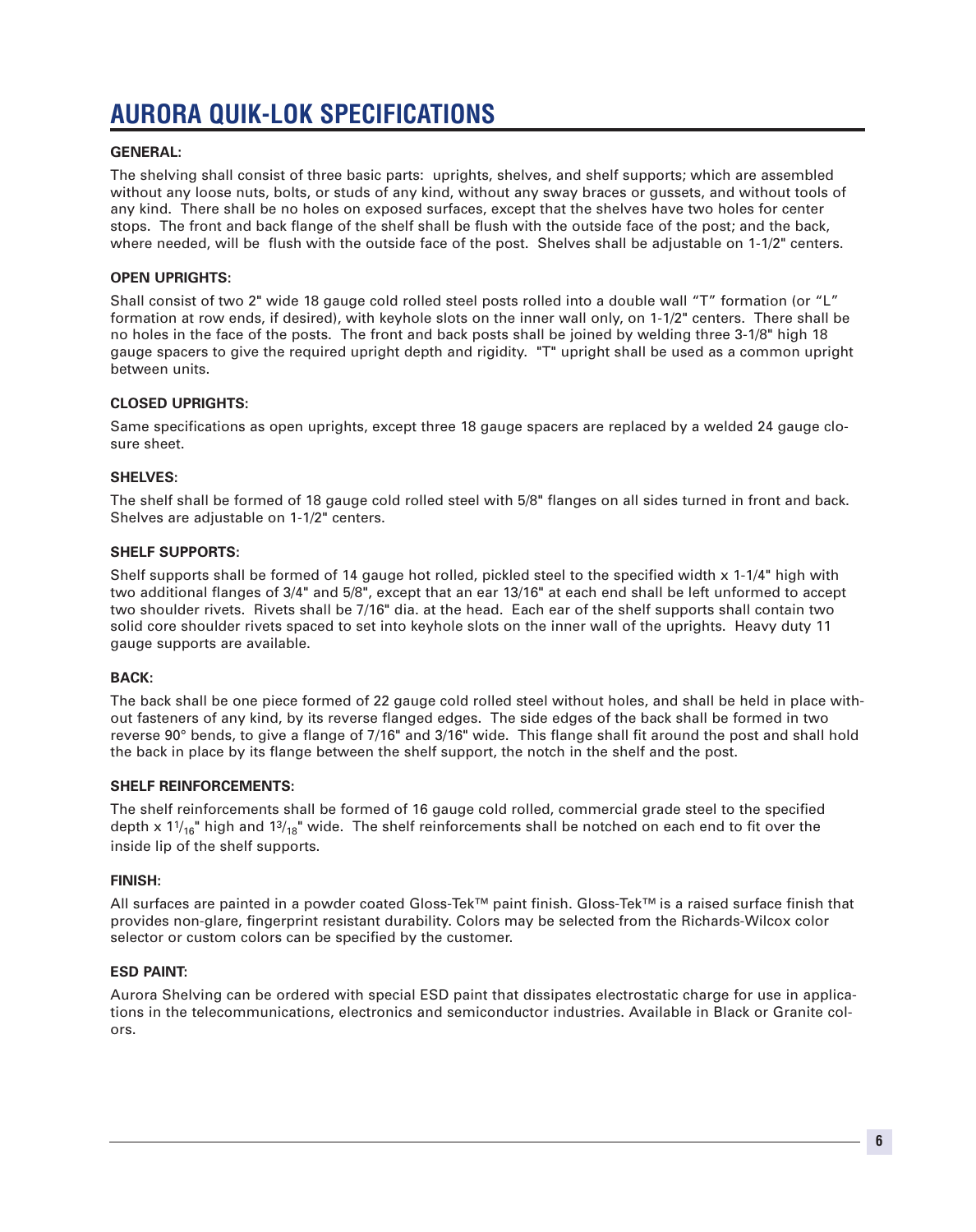# AURORA QUIK-LOK SPECIFICATIONS

**GENERAL:**

The shelving shall consist of three basic parts: uprights, shelves, and shelf supports; which are assembled without any loose nuts, bolts, or studs of any kind, without any sway braces or gussets, and without tools of any kind. There shall be no holes on exposed surfaces, except that the shelves have two holes for center stops. The front and back flange of the shelf shall be flush with the outside face of the post; and the back, where needed, will be flush with the outside face of the post. Shelves shall be adjustable on 1-1/2" centers.

**OPEN UPRIGHTS:**

Shall consist of two 2" wide 18 gauge cold rolled steel posts rolled into a double wall "T" formation (or "L" formation at row ends, if desired), with keyhole slots on the inner wall only, on 1-1/2" centers. There shall be no holes in the face of the posts. The front and back posts shall be joined by welding three 3-1/8" high 18 gauge spacers to give the required upright depth and rigidity. "T" upright shall be used as a common upright between units.

**CLOSED UPRIGHTS:**

Same specifications as open uprights, except three 18 gauge spacers are replaced by a welded 24 gauge closure sheet.

**SHELVES:**

The shelf shall be formed of 18 gauge cold rolled steel with 5/8" flanges on all sides turned in front and back. Shelves are adjustable on 1-1/2" centers.

**SHELF SUPPORTS:**

Shelf supports shall be formed of 14 gauge hot rolled, pickled steel to the specified width x 1-1/4" high with two additional flanges of 3/4" and 5/8", except that an ear 13/16" at each end shall be left unformed to accept two shoulder rivets. Rivets shall be 7/16" dia. at the head. Each ear of the shelf supports shall contain two solid core shoulder rivets spaced to set into keyhole slots on the inner wall of the uprights. Heavy duty 11 gauge supports are available.

**BACK:**

The back shall be one piece formed of 22 gauge cold rolled steel without holes, and shall be held in place without fasteners of any kind, by its reverse flanged edges. The side edges of the back shall be formed in two reverse 90° bends, to give a flange of 7/16" and 3/16" wide. This flange shall fit around the post and shall hold the back in place by its flange between the shelf support, the notch in the shelf and the post.

**SHELF REINFORCEMENTS:**

The shelf reinforcements shall be formed of 16 gauge cold rolled, commercial grade steel to the specified depth x $1^{1}/_{16}$" high and $1^{3}/_{18}$" wide. The shelf reinforcements shall be notched on each end to fit over the inside lip of the shelf supports.

**FINISH:**

All surfaces are painted in a powder coated Gloss-Tek™ paint finish. Gloss-Tek™ is a raised surface finish that provides non-glare, fingerprint resistant durability. Colors may be selected from the Richards-Wilcox color selector or custom colors can be specified by the customer.

**ESD PAINT:**

Aurora Shelving can be ordered with special ESD paint that dissipates electrostatic charge for use in applications in the telecommunications, electronics and semiconductor industries. Available in Black or Granite colors.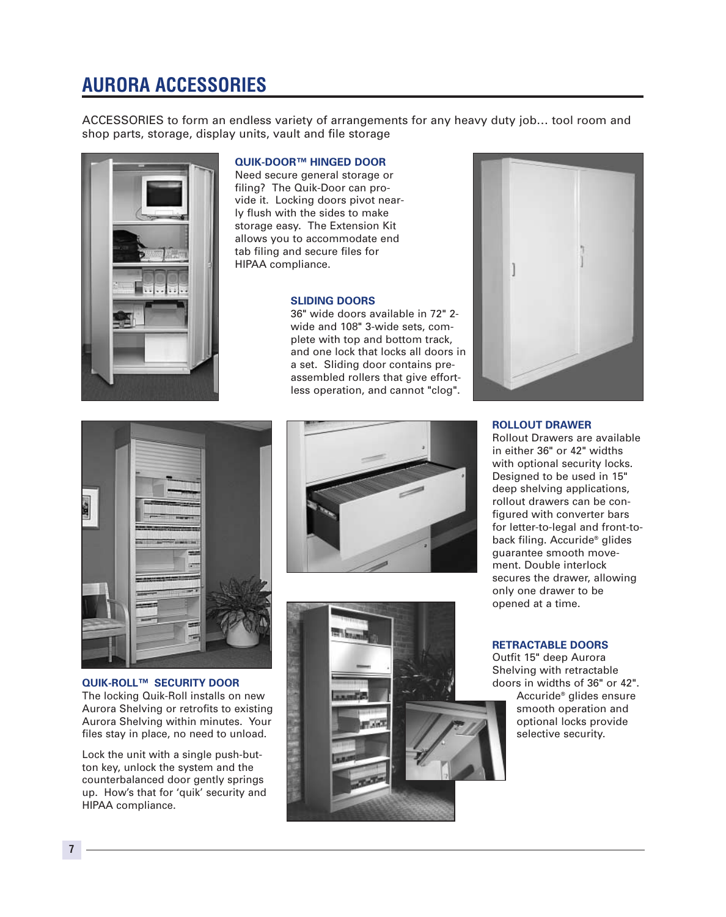# AURORA ACCESSORIES

ACCESSORIES to form an endless variety of arrangements for any heavy duty job… tool room and shop parts, storage, display units, vault and file storage

### QUIK-DOOR™ HINGED DOOR

Need secure general storage or filing? The Quik-Door can provide it. Locking doors pivot nearly flush with the sides to make storage easy. The Extension Kit allows you to accommodate end tab filing and secure files for HIPAA compliance.

### SLIDING DOORS

36" wide doors available in 72" 2-wide and 108" 3-wide sets, complete with top and bottom track, and one lock that locks all doors in a set. Sliding door contains pre-assembled rollers that give effortless operation, and cannot "clog".

### ROLLOUT DRAWER

Rollout Drawers are available in either 36" or 42" widths with optional security locks. Designed to be used in 15" deep shelving applications, rollout drawers can be configured with converter bars for letter-to-legal and front-to-back filing. Accuride® glides guarantee smooth movement. Double interlock secures the drawer, allowing only one drawer to be opened at a time.

### QUIK-ROLL™ SECURITY DOOR

The locking Quik-Roll installs on new Aurora Shelving or retrofits to existing Aurora Shelving within minutes. Your files stay in place, no need to unload.

Lock the unit with a single push-button key, unlock the system and the counterbalanced door gently springs up. How's that for 'quik' security and HIPAA compliance.

### RETRACTABLE DOORS

Outfit 15" deep Aurora Shelving with retractable doors in widths of 36" or 42". Accuride® glides ensure smooth operation and optional locks provide selective security.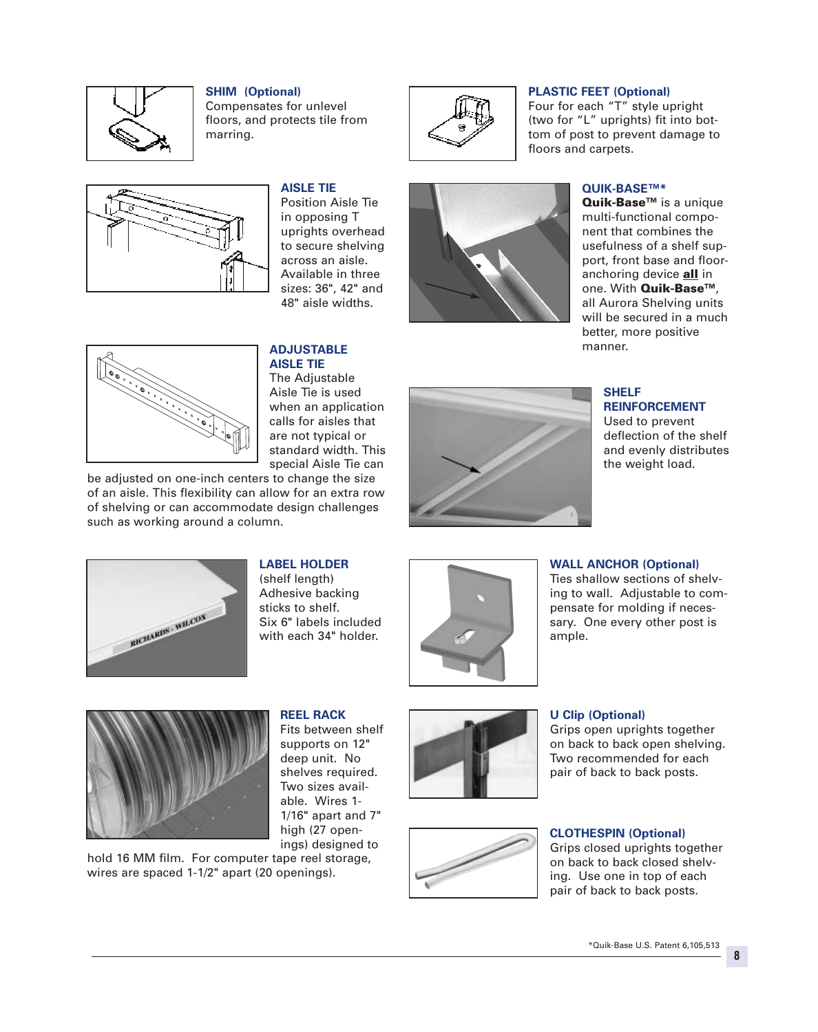## SHIM (Optional)

Compensates for unlevel floors, and protects tile from marring.

## AISLE TIE

Position Aisle Tie in opposing T uprights overhead to secure shelving across an aisle. Available in three sizes: 36", 42" and 48" aisle widths.

## ADJUSTABLE AISLE TIE

The Adjustable Aisle Tie is used when an application calls for aisles that are not typical or standard width. This special Aisle Tie can be adjusted on one-inch centers to change the size of an aisle. This flexibility can allow for an extra row of shelving or can accommodate design challenges such as working around a column.

## LABEL HOLDER

(shelf length)
Adhesive backing sticks to shelf.
Six 6" labels included with each 34" holder.

## REEL RACK

Fits between shelf supports on 12" deep unit. No shelves required. Two sizes available. Wires 1-1/16" apart and 7" high (27 openings) designed to hold 16 MM film. For computer tape reel storage, wires are spaced 1-1/2" apart (20 openings).

## PLASTIC FEET (Optional)

Four for each "T" style upright (two for "L" uprights) fit into bottom of post to prevent damage to floors and carpets.

## QUIK-BASE™*

**Quik-Base™** is a unique multi-functional component that combines the usefulness of a shelf support, front base and floor-anchoring device **all** in one. With **Quik-Base™**, all Aurora Shelving units will be secured in a much better, more positive manner.

## SHELF REINFORCEMENT

Used to prevent deflection of the shelf and evenly distributes the weight load.

## WALL ANCHOR (Optional)

Ties shallow sections of shelving to wall. Adjustable to compensate for molding if necessary. One every other post is ample.

## U Clip (Optional)

Grips open uprights together on back to back open shelving. Two recommended for each pair of back to back posts.

## CLOTHESPIN (Optional)

Grips closed uprights together on back to back closed shelving. Use one in top of each pair of back to back posts.

*Quik-Base U.S. Patent 6,105,513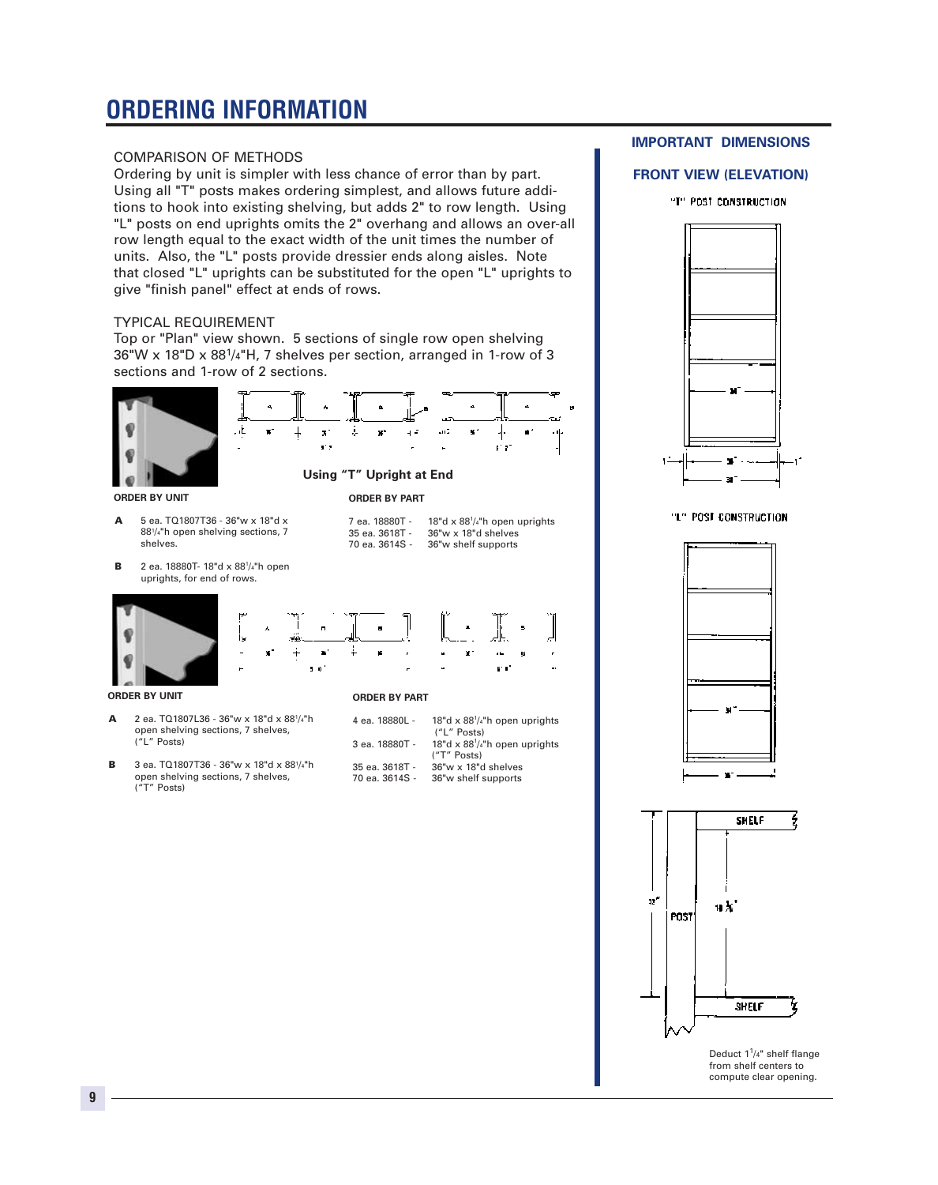# ORDERING INFORMATION

COMPARISON OF METHODS

Ordering by unit is simpler with less chance of error than by part. Using all "T" posts makes ordering simplest, and allows future additions to hook into existing shelving, but adds 2" to row length. Using "L" posts on end uprights omits the 2" overhang and allows an over-all row length equal to the exact width of the unit times the number of units. Also, the "L" posts provide dressier ends along aisles. Note that closed "L" uprights can be substituted for the open "L" uprights to give "finish panel" effect at ends of rows.

TYPICAL REQUIREMENT

Top or "Plan" view shown. 5 sections of single row open shelving 36"W x 18"D x 88¼"H, 7 shelves per section, arranged in 1-row of 3 sections and 1-row of 2 sections.

**Using "T" Upright at End**

**ORDER BY UNIT**

- **A** 5 ea. TQ1807T36 - 36"w x 18"d x 88¼"h open shelving sections, 7 shelves.
- **B** 2 ea. 18880T- 18"d x 88¼"h open uprights, for end of rows.

**ORDER BY PART**

| | |
|---|---|
| 7 ea. 18880T - | 18"d x 88¼"h open uprights |
| 35 ea. 3618T - | 36"w x 18"d shelves |
| 70 ea. 3614S - | 36"w shelf supports |

**ORDER BY UNIT**

- **A** 2 ea. TQ1807L36 - 36"w x 18"d x 88¼"h open shelving sections, 7 shelves, ("L" Posts)
- **B** 3 ea. TQ1807T36 - 36"w x 18"d x 88¼"h open shelving sections, 7 shelves, ("T" Posts)

**ORDER BY PART**

| | |
|---|---|
| 4 ea. 18880L - | 18"d x 88¼"h open uprights ("L" Posts) |
| 3 ea. 18880T - | 18"d x 88¼"h open uprights ("T" Posts) |
| 35 ea. 3618T - | 36"w x 18"d shelves |
| 70 ea. 3614S - | 36"w shelf supports |

**IMPORTANT DIMENSIONS**

**FRONT VIEW (ELEVATION)**

"T" POST CONSTRUCTION

"L" POST CONSTRUCTION

Deduct 1¼" shelf flange from shelf centers to compute clear opening.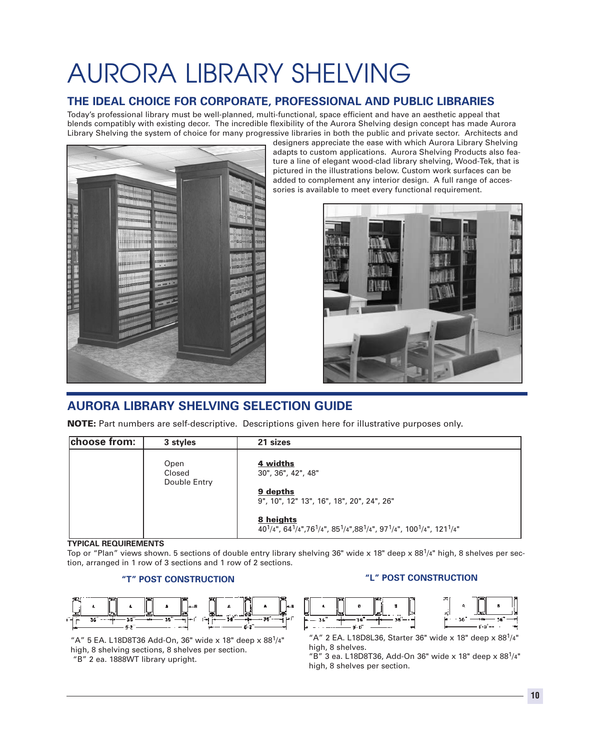# AURORA LIBRARY SHELVING

## THE IDEAL CHOICE FOR CORPORATE, PROFESSIONAL AND PUBLIC LIBRARIES

Today's professional library must be well-planned, multi-functional, space efficient and have an aesthetic appeal that blends compatibly with existing decor. The incredible flexibility of the Aurora Shelving design concept has made Aurora Library Shelving the system of choice for many progressive libraries in both the public and private sector. Architects and designers appreciate the ease with which Aurora Library Shelving adapts to custom applications. Aurora Shelving Products also feature a line of elegant wood-clad library shelving, Wood-Tek, that is pictured in the illustrations below. Custom work surfaces can be added to complement any interior design. A full range of accessories is available to meet every functional requirement.

## AURORA LIBRARY SHELVING SELECTION GUIDE

**NOTE:** Part numbers are self-descriptive. Descriptions given here for illustrative purposes only.

| choose from: | 3 styles | 21 sizes |
|---|---|---|
| | Open<br>Closed<br>Double Entry | **4 widths**<br>30", 36", 42", 48"<br><br>**9 depths**<br>9", 10", 12" 13", 16", 18", 20", 24", 26"<br><br>**8 heights**<br>40¼", 64¼", 76¼", 85¼", 88¼", 97¼", 100¼", 121¼" |

**TYPICAL REQUIREMENTS**

Top or "Plan" views shown. 5 sections of double entry library shelving 36" wide x 18" deep x 88¼" high, 8 shelves per section, arranged in 1 row of 3 sections and 1 row of 2 sections.

### "T" POST CONSTRUCTION

"A" 5 EA. L18D8T36 Add-On, 36" wide x 18" deep x 88¼" high, 8 shelving sections, 8 shelves per section.
"B" 2 ea. 1888WT library upright.

### "L" POST CONSTRUCTION

"A" 2 EA. L18D8L36, Starter 36" wide x 18" deep x 88¼" high, 8 shelves.
"B" 3 ea. L18D8T36, Add-On 36" wide x 18" deep x 88¼" high, 8 shelves per section.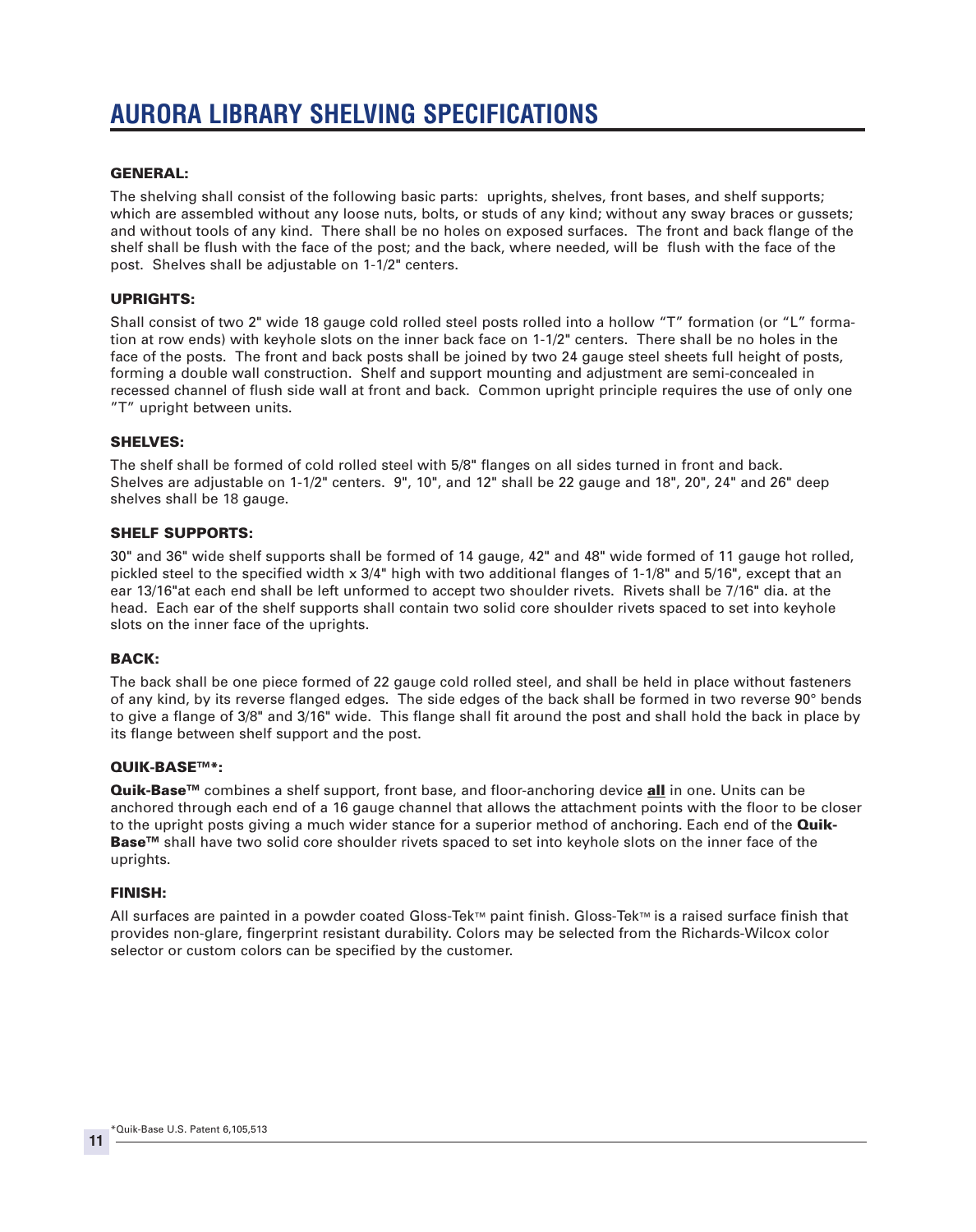# AURORA LIBRARY SHELVING SPECIFICATIONS

### GENERAL:

The shelving shall consist of the following basic parts: uprights, shelves, front bases, and shelf supports; which are assembled without any loose nuts, bolts, or studs of any kind; without any sway braces or gussets; and without tools of any kind. There shall be no holes on exposed surfaces. The front and back flange of the shelf shall be flush with the face of the post; and the back, where needed, will be flush with the face of the post. Shelves shall be adjustable on 1-1/2" centers.

### UPRIGHTS:

Shall consist of two 2" wide 18 gauge cold rolled steel posts rolled into a hollow "T" formation (or "L" formation at row ends) with keyhole slots on the inner back face on 1-1/2" centers. There shall be no holes in the face of the posts. The front and back posts shall be joined by two 24 gauge steel sheets full height of posts, forming a double wall construction. Shelf and support mounting and adjustment are semi-concealed in recessed channel of flush side wall at front and back. Common upright principle requires the use of only one "T" upright between units.

### SHELVES:

The shelf shall be formed of cold rolled steel with 5/8" flanges on all sides turned in front and back. Shelves are adjustable on 1-1/2" centers. 9", 10", and 12" shall be 22 gauge and 18", 20", 24" and 26" deep shelves shall be 18 gauge.

### SHELF SUPPORTS:

30" and 36" wide shelf supports shall be formed of 14 gauge, 42" and 48" wide formed of 11 gauge hot rolled, pickled steel to the specified width x 3/4" high with two additional flanges of 1-1/8" and 5/16", except that an ear 13/16"at each end shall be left unformed to accept two shoulder rivets. Rivets shall be 7/16" dia. at the head. Each ear of the shelf supports shall contain two solid core shoulder rivets spaced to set into keyhole slots on the inner face of the uprights.

### BACK:

The back shall be one piece formed of 22 gauge cold rolled steel, and shall be held in place without fasteners of any kind, by its reverse flanged edges. The side edges of the back shall be formed in two reverse 90° bends to give a flange of 3/8" and 3/16" wide. This flange shall fit around the post and shall hold the back in place by its flange between shelf support and the post.

### QUIK-BASE™*:

**Quik-Base™** combines a shelf support, front base, and floor-anchoring device **all** in one. Units can be anchored through each end of a 16 gauge channel that allows the attachment points with the floor to be closer to the upright posts giving a much wider stance for a superior method of anchoring. Each end of the **Quik-Base™** shall have two solid core shoulder rivets spaced to set into keyhole slots on the inner face of the uprights.

### FINISH:

All surfaces are painted in a powder coated Gloss-Tek™ paint finish. Gloss-Tek™ is a raised surface finish that provides non-glare, fingerprint resistant durability. Colors may be selected from the Richards-Wilcox color selector or custom colors can be specified by the customer.

*Quik-Base U.S. Patent 6,105,513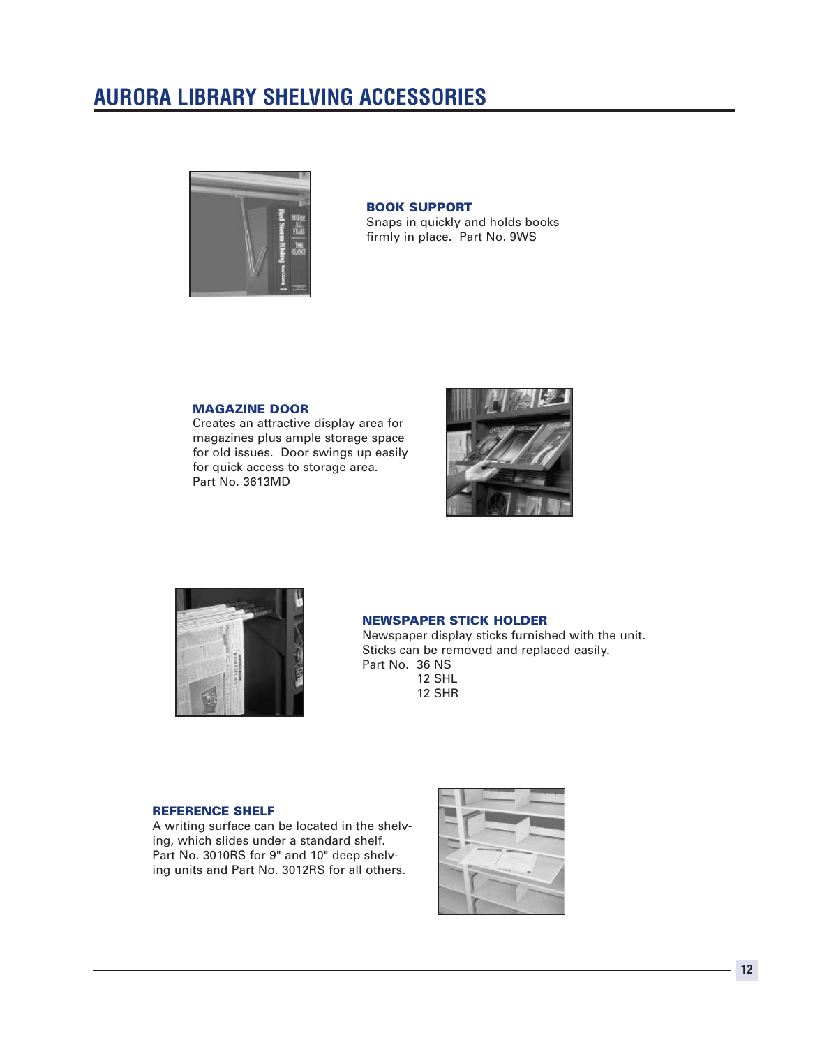# AURORA LIBRARY SHELVING ACCESSORIES

### BOOK SUPPORT

Snaps in quickly and holds books firmly in place. Part No. 9WS

### MAGAZINE DOOR

Creates an attractive display area for magazines plus ample storage space for old issues. Door swings up easily for quick access to storage area. Part No. 3613MD

### NEWSPAPER STICK HOLDER

Newspaper display sticks furnished with the unit. Sticks can be removed and replaced easily.

Part No. 36 NS
12 SHL
12 SHR

### REFERENCE SHELF

A writing surface can be located in the shelving, which slides under a standard shelf. Part No. 3010RS for 9" and 10" deep shelving units and Part No. 3012RS for all others.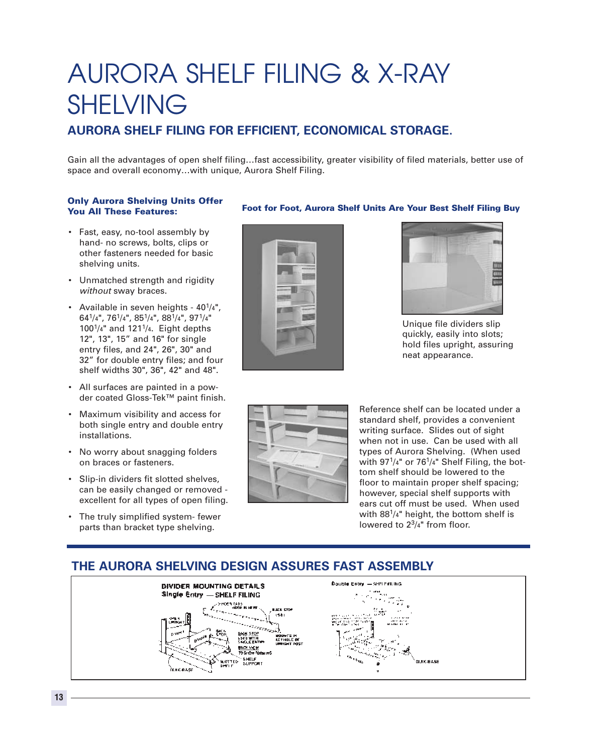# AURORA SHELF FILING & X-RAY SHELVING

## AURORA SHELF FILING FOR EFFICIENT, ECONOMICAL STORAGE.

Gain all the advantages of open shelf filing…fast accessibility, greater visibility of filed materials, better use of space and overall economy…with unique, Aurora Shelf Filing.

**Only Aurora Shelving Units Offer You All These Features:**

- Fast, easy, no-tool assembly by hand- no screws, bolts, clips or other fasteners needed for basic shelving units.
- Unmatched strength and rigidity *without* sway braces.
- Available in seven heights - 40 1/4", 64 1/4", 76 1/4", 85 1/4", 88 1/4", 97 1/4" 100 1/4" and 121 1/4. Eight depths 12", 13", 15" and 16" for single entry files, and 24", 26", 30" and 32" for double entry files; and four shelf widths 30", 36", 42" and 48".
- All surfaces are painted in a powder coated Gloss-Tek™ paint finish.
- Maximum visibility and access for both single entry and double entry installations.
- No worry about snagging folders on braces or fasteners.
- Slip-in dividers fit slotted shelves, can be easily changed or removed - excellent for all types of open filing.
- The truly simplified system- fewer parts than bracket type shelving.

**Foot for Foot, Aurora Shelf Units Are Your Best Shelf Filing Buy**

Unique file dividers slip quickly, easily into slots; hold files upright, assuring neat appearance.

Reference shelf can be located under a standard shelf, provides a convenient writing surface. Slides out of sight when not in use. Can be used with all types of Aurora Shelving. (When used with 97 1/4" or 76 1/4" Shelf Filing, the bottom shelf should be lowered to the floor to maintain proper shelf spacing; however, special shelf supports with ears cut off must be used. When used with 88 1/4" height, the bottom shelf is lowered to 2 3/4" from floor.

## THE AURORA SHELVING DESIGN ASSURES FAST ASSEMBLY

DIVIDER MOUNTING DETAILS
Single Entry — SHELF FILING

Double Entry — SHELF FILING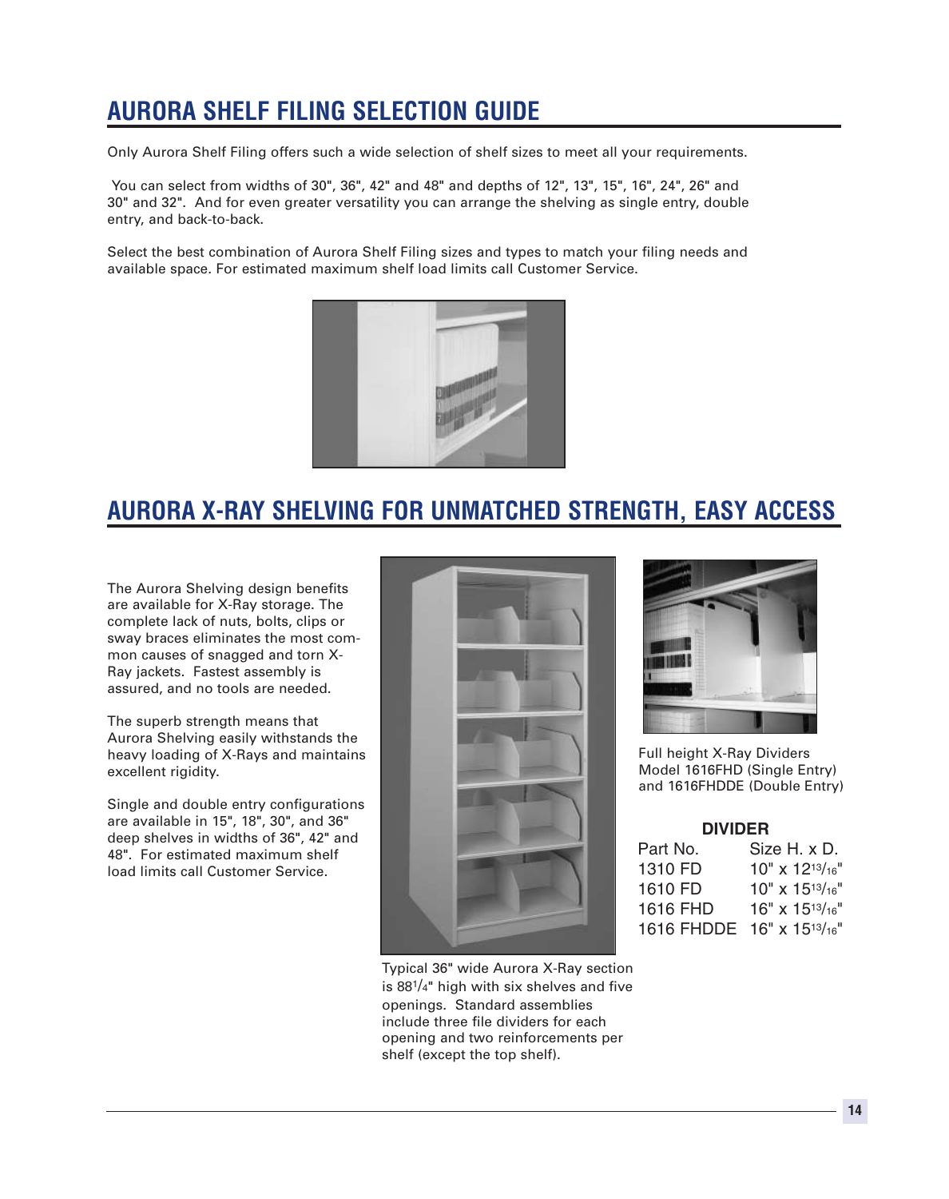## AURORA SHELF FILING SELECTION GUIDE

Only Aurora Shelf Filing offers such a wide selection of shelf sizes to meet all your requirements.

You can select from widths of 30", 36", 42" and 48" and depths of 12", 13", 15", 16", 24", 26" and 30" and 32". And for even greater versatility you can arrange the shelving as single entry, double entry, and back-to-back.

Select the best combination of Aurora Shelf Filing sizes and types to match your filing needs and available space. For estimated maximum shelf load limits call Customer Service.

## AURORA X-RAY SHELVING FOR UNMATCHED STRENGTH, EASY ACCESS

The Aurora Shelving design benefits are available for X-Ray storage. The complete lack of nuts, bolts, clips or sway braces eliminates the most common causes of snagged and torn X-Ray jackets. Fastest assembly is assured, and no tools are needed.

The superb strength means that Aurora Shelving easily withstands the heavy loading of X-Rays and maintains excellent rigidity.

Single and double entry configurations are available in 15", 18", 30", and 36" deep shelves in widths of 36", 42" and 48". For estimated maximum shelf load limits call Customer Service.

Typical 36" wide Aurora X-Ray section is 88 1/4" high with six shelves and five openings. Standard assemblies include three file dividers for each opening and two reinforcements per shelf (except the top shelf).

Full height X-Ray Dividers Model 1616FHD (Single Entry) and 1616FHDDE (Double Entry)

**DIVIDER**

| Part No. | Size H. x D. |
|---|---|
| 1310 FD | 10" x 12 13/16" |
| 1610 FD | 10" x 15 13/16" |
| 1616 FHD | 16" x 15 13/16" |
| 1616 FHDDE | 16" x 15 13/16" |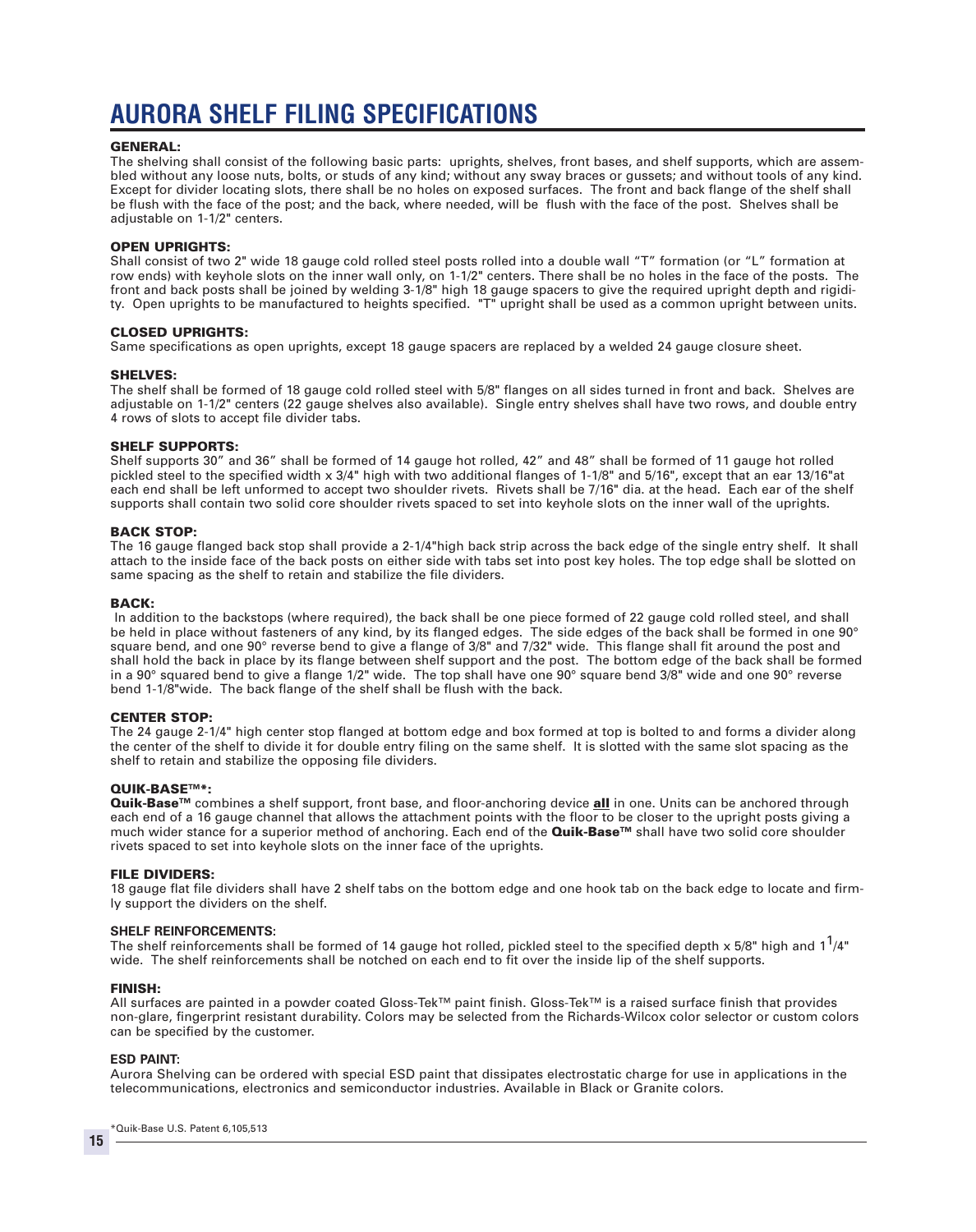# AURORA SHELF FILING SPECIFICATIONS

**GENERAL:**
The shelving shall consist of the following basic parts: uprights, shelves, front bases, and shelf supports, which are assembled without any loose nuts, bolts, or studs of any kind; without any sway braces or gussets; and without tools of any kind. Except for divider locating slots, there shall be no holes on exposed surfaces. The front and back flange of the shelf shall be flush with the face of the post; and the back, where needed, will be flush with the face of the post. Shelves shall be adjustable on 1-1/2" centers.

**OPEN UPRIGHTS:**
Shall consist of two 2" wide 18 gauge cold rolled steel posts rolled into a double wall "T" formation (or "L" formation at row ends) with keyhole slots on the inner wall only, on 1-1/2" centers. There shall be no holes in the face of the posts. The front and back posts shall be joined by welding 3-1/8" high 18 gauge spacers to give the required upright depth and rigidity. Open uprights to be manufactured to heights specified. "T" upright shall be used as a common upright between units.

**CLOSED UPRIGHTS:**
Same specifications as open uprights, except 18 gauge spacers are replaced by a welded 24 gauge closure sheet.

**SHELVES:**
The shelf shall be formed of 18 gauge cold rolled steel with 5/8" flanges on all sides turned in front and back. Shelves are adjustable on 1-1/2" centers (22 gauge shelves also available). Single entry shelves shall have two rows, and double entry 4 rows of slots to accept file divider tabs.

**SHELF SUPPORTS:**
Shelf supports 30" and 36" shall be formed of 14 gauge hot rolled, 42" and 48" shall be formed of 11 gauge hot rolled pickled steel to the specified width x 3/4" high with two additional flanges of 1-1/8" and 5/16", except that an ear 13/16"at each end shall be left unformed to accept two shoulder rivets. Rivets shall be 7/16" dia. at the head. Each ear of the shelf supports shall contain two solid core shoulder rivets spaced to set into keyhole slots on the inner wall of the uprights.

**BACK STOP:**
The 16 gauge flanged back stop shall provide a 2-1/4"high back strip across the back edge of the single entry shelf. It shall attach to the inside face of the back posts on either side with tabs set into post key holes. The top edge shall be slotted on same spacing as the shelf to retain and stabilize the file dividers.

**BACK:**
In addition to the backstops (where required), the back shall be one piece formed of 22 gauge cold rolled steel, and shall be held in place without fasteners of any kind, by its flanged edges. The side edges of the back shall be formed in one 90° square bend, and one 90° reverse bend to give a flange of 3/8" and 7/32" wide. This flange shall fit around the post and shall hold the back in place by its flange between shelf support and the post. The bottom edge of the back shall be formed in a 90° squared bend to give a flange 1/2" wide. The top shall have one 90° square bend 3/8" wide and one 90° reverse bend 1-1/8"wide. The back flange of the shelf shall be flush with the back.

**CENTER STOP:**
The 24 gauge 2-1/4" high center stop flanged at bottom edge and box formed at top is bolted to and forms a divider along the center of the shelf to divide it for double entry filing on the same shelf. It is slotted with the same slot spacing as the shelf to retain and stabilize the opposing file dividers.

**QUIK-BASE™*:**
**Quik-Base™** combines a shelf support, front base, and floor-anchoring device **all** in one. Units can be anchored through each end of a 16 gauge channel that allows the attachment points with the floor to be closer to the upright posts giving a much wider stance for a superior method of anchoring. Each end of the **Quik-Base™** shall have two solid core shoulder rivets spaced to set into keyhole slots on the inner face of the uprights.

**FILE DIVIDERS:**
18 gauge flat file dividers shall have 2 shelf tabs on the bottom edge and one hook tab on the back edge to locate and firmly support the dividers on the shelf.

**SHELF REINFORCEMENTS:**
The shelf reinforcements shall be formed of 14 gauge hot rolled, pickled steel to the specified depth x 5/8" high and 1-1/4" wide. The shelf reinforcements shall be notched on each end to fit over the inside lip of the shelf supports.

**FINISH:**
All surfaces are painted in a powder coated Gloss-Tek™ paint finish. Gloss-Tek™ is a raised surface finish that provides non-glare, fingerprint resistant durability. Colors may be selected from the Richards-Wilcox color selector or custom colors can be specified by the customer.

**ESD PAINT:**
Aurora Shelving can be ordered with special ESD paint that dissipates electrostatic charge for use in applications in the telecommunications, electronics and semiconductor industries. Available in Black or Granite colors.

*Quik-Base U.S. Patent 6,105,513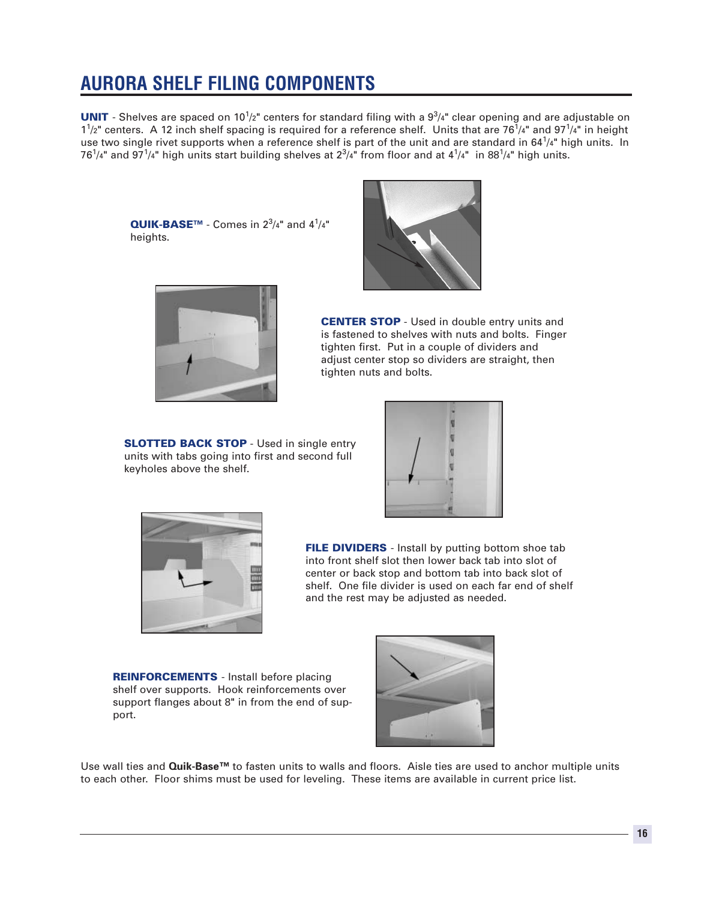# AURORA SHELF FILING COMPONENTS

**UNIT** - Shelves are spaced on $10^{1}/_{2}$" centers for standard filing with a $9^{3}/_{4}$" clear opening and are adjustable on $1^{1}/_{2}$" centers. A 12 inch shelf spacing is required for a reference shelf. Units that are $76^{1}/_{4}$" and $97^{1}/_{4}$" in height use two single rivet supports when a reference shelf is part of the unit and are standard in $64^{1}/_{4}$" high units. In $76^{1}/_{4}$" and $97^{1}/_{4}$" high units start building shelves at $2^{3}/_{4}$" from floor and at $4^{1}/_{4}$" in $88^{1}/_{4}$" high units.

**QUIK-BASE™** - Comes in $2^{3}/_{4}$" and $4^{1}/_{4}$" heights.

**CENTER STOP** - Used in double entry units and is fastened to shelves with nuts and bolts. Finger tighten first. Put in a couple of dividers and adjust center stop so dividers are straight, then tighten nuts and bolts.

**SLOTTED BACK STOP** - Used in single entry units with tabs going into first and second full keyholes above the shelf.

**FILE DIVIDERS** - Install by putting bottom shoe tab into front shelf slot then lower back tab into slot of center or back stop and bottom tab into back slot of shelf. One file divider is used on each far end of shelf and the rest may be adjusted as needed.

**REINFORCEMENTS** - Install before placing shelf over supports. Hook reinforcements over support flanges about 8" in from the end of support.

Use wall ties and **Quik-Base™** to fasten units to walls and floors. Aisle ties are used to anchor multiple units to each other. Floor shims must be used for leveling. These items are available in current price list.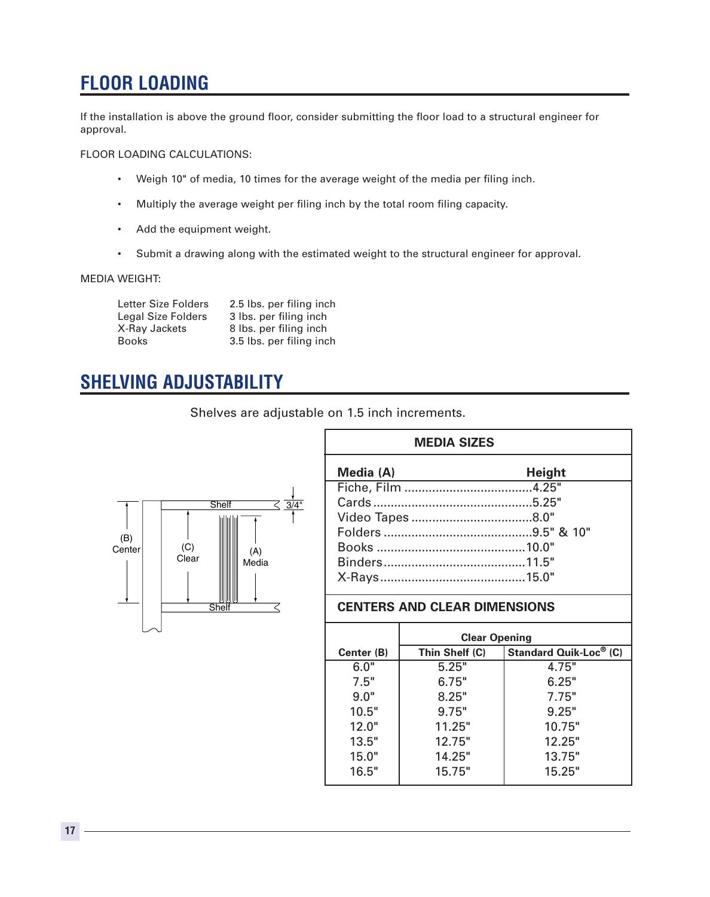## FLOOR LOADING

If the installation is above the ground floor, consider submitting the floor load to a structural engineer for approval.

FLOOR LOADING CALCULATIONS:

- Weigh 10" of media, 10 times for the average weight of the media per filing inch.
- Multiply the average weight per filing inch by the total room filing capacity.
- Add the equipment weight.
- Submit a drawing along with the estimated weight to the structural engineer for approval.

MEDIA WEIGHT:

| | |
|---|---|
| Letter Size Folders | 2.5 lbs. per filing inch |
| Legal Size Folders | 3 lbs. per filing inch |
| X-Ray Jackets | 8 lbs. per filing inch |
| Books | 3.5 lbs. per filing inch |

## SHELVING ADJUSTABILITY

Shelves are adjustable on 1.5 inch increments.

Shelf
3/4"
(B) Center
(C) Clear
(A) Media
Shelf

**MEDIA SIZES**

| Media (A) | Height |
|---|---|
| Fiche, Film | 4.25" |
| Cards | 5.25" |
| Video Tapes | 8.0" |
| Folders | 9.5" & 10" |
| Books | 10.0" |
| Binders | 11.5" |
| X-Rays | 15.0" |

**CENTERS AND CLEAR DIMENSIONS**

| | Clear Opening | |
|---|---|---|
| **Center (B)** | **Thin Shelf (C)** | **Standard Quik-Loc® (C)** |
| 6.0" | 5.25" | 4.75" |
| 7.5" | 6.75" | 6.25" |
| 9.0" | 8.25" | 7.75" |
| 10.5" | 9.75" | 9.25" |
| 12.0" | 11.25" | 10.75" |
| 13.5" | 12.75" | 12.25" |
| 15.0" | 14.25" | 13.75" |
| 16.5" | 15.75" | 15.25" |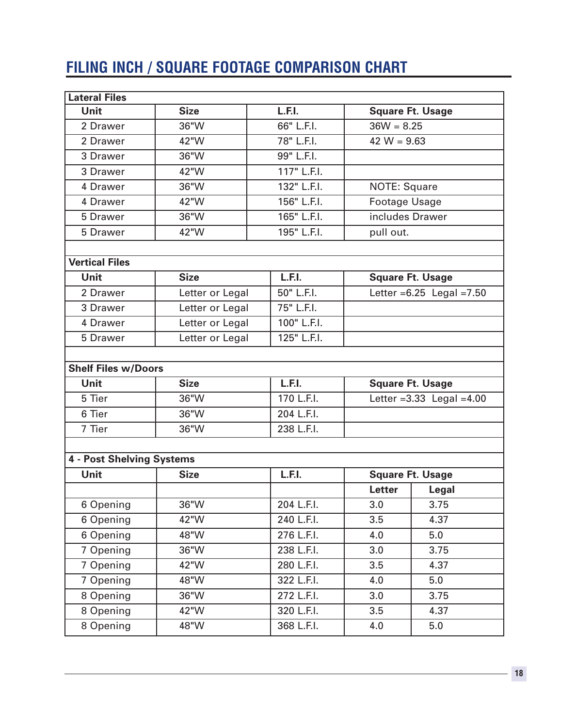# FILING INCH / SQUARE FOOTAGE COMPARISON CHART

| Lateral Files | | | |
|---|---|---|---|
| **Unit** | **Size** | **L.F.I.** | **Square Ft. Usage** |
| 2 Drawer | 36"W | 66" L.F.I. | 36W = 8.25 |
| 2 Drawer | 42"W | 78" L.F.I. | 42 W = 9.63 |
| 3 Drawer | 36"W | 99" L.F.I. | |
| 3 Drawer | 42"W | 117" L.F.I. | |
| 4 Drawer | 36"W | 132" L.F.I. | NOTE: Square |
| 4 Drawer | 42"W | 156" L.F.I. | Footage Usage |
| 5 Drawer | 36"W | 165" L.F.I. | includes Drawer |
| 5 Drawer | 42"W | 195" L.F.I. | pull out. |

| Vertical Files | | | |
|---|---|---|---|
| **Unit** | **Size** | **L.F.I.** | **Square Ft. Usage** |
| 2 Drawer | Letter or Legal | 50" L.F.I. | Letter =6.25 Legal =7.50 |
| 3 Drawer | Letter or Legal | 75" L.F.I. | |
| 4 Drawer | Letter or Legal | 100" L.F.I. | |
| 5 Drawer | Letter or Legal | 125" L.F.I. | |

| Shelf Files w/Doors | | | |
|---|---|---|---|
| **Unit** | **Size** | **L.F.I.** | **Square Ft. Usage** |
| 5 Tier | 36"W | 170 L.F.I. | Letter =3.33 Legal =4.00 |
| 6 Tier | 36"W | 204 L.F.I. | |
| 7 Tier | 36"W | 238 L.F.I. | |

| 4 - Post Shelving Systems | | | | |
|---|---|---|---|---|
| **Unit** | **Size** | **L.F.I.** | **Square Ft. Usage** | |
| | | | **Letter** | **Legal** |
| 6 Opening | 36"W | 204 L.F.I. | 3.0 | 3.75 |
| 6 Opening | 42"W | 240 L.F.I. | 3.5 | 4.37 |
| 6 Opening | 48"W | 276 L.F.I. | 4.0 | 5.0 |
| 7 Opening | 36"W | 238 L.F.I. | 3.0 | 3.75 |
| 7 Opening | 42"W | 280 L.F.I. | 3.5 | 4.37 |
| 7 Opening | 48"W | 322 L.F.I. | 4.0 | 5.0 |
| 8 Opening | 36"W | 272 L.F.I. | 3.0 | 3.75 |
| 8 Opening | 42"W | 320 L.F.I. | 3.5 | 4.37 |
| 8 Opening | 48"W | 368 L.F.I. | 4.0 | 5.0 |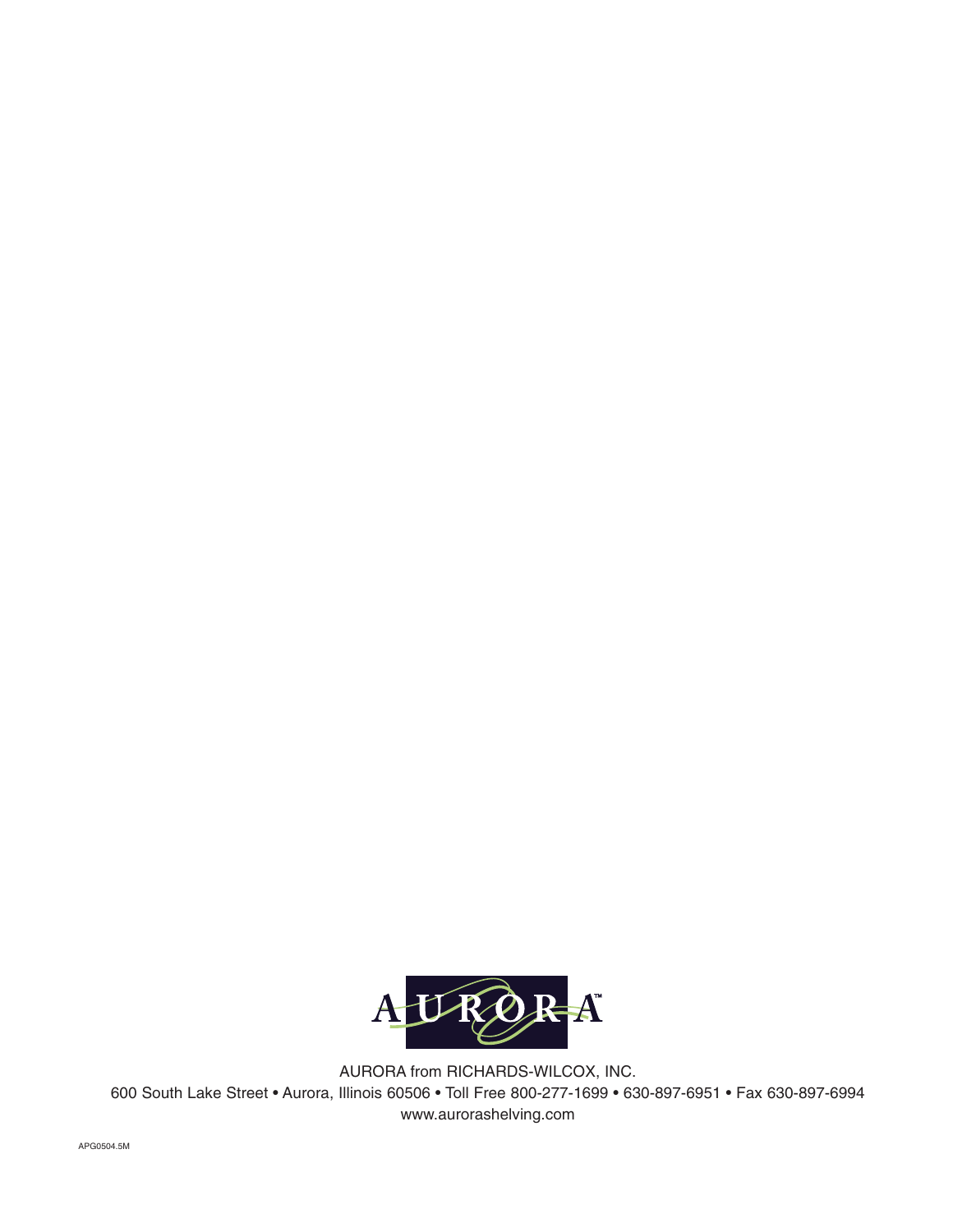AURORA™

AURORA from RICHARDS-WILCOX, INC.
600 South Lake Street • Aurora, Illinois 60506 • Toll Free 800-277-1699 • 630-897-6951 • Fax 630-897-6994
www.aurorashelving.com

APG0504.5M